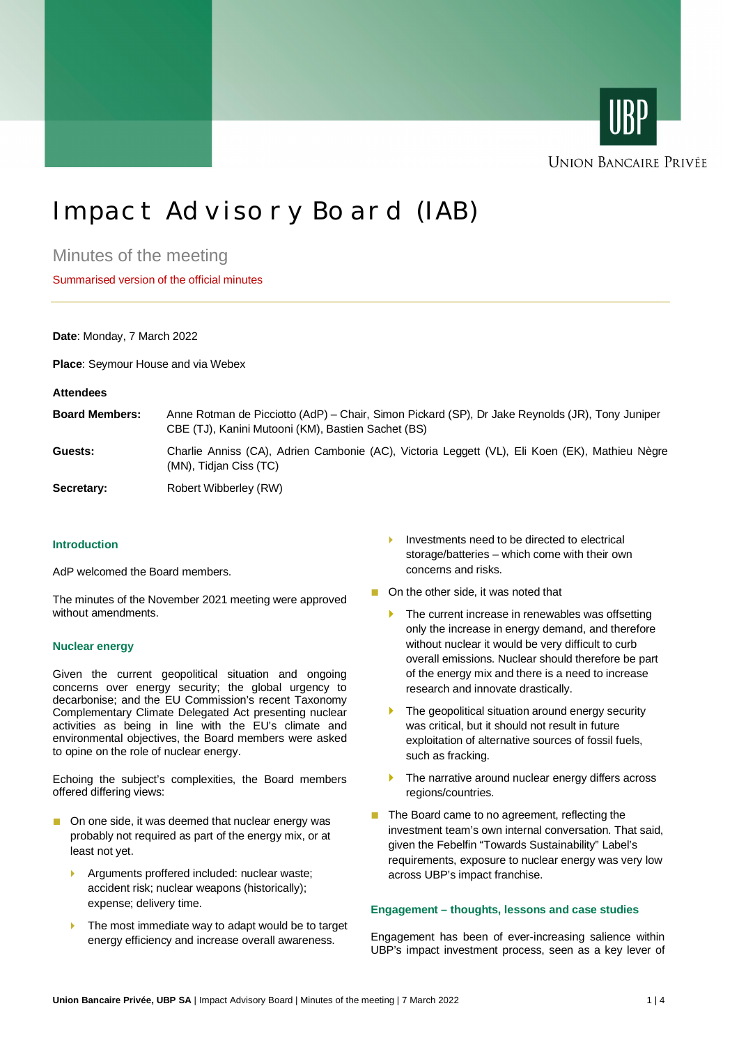# Impact Advisory Board (IAB)

## Minutes of the meeting

Summarised version of the official minutes

**Date**: Monday, 7 March 2022

**Place**: Seymour House and via Webex

**Attendees**

| | |
|---|---|
| **Board Members:** | Anne Rotman de Picciotto (AdP) – Chair, Simon Pickard (SP), Dr Jake Reynolds (JR), Tony Juniper CBE (TJ), Kanini Mutooni (KM), Bastien Sachet (BS) |
| **Guests:** | Charlie Anniss (CA), Adrien Cambonie (AC), Victoria Leggett (VL), Eli Koen (EK), Mathieu Nègre (MN), Tidjan Ciss (TC) |
| **Secretary:** | Robert Wibberley (RW) |

### Introduction

AdP welcomed the Board members.

The minutes of the November 2021 meeting were approved without amendments.

### Nuclear energy

Given the current geopolitical situation and ongoing concerns over energy security; the global urgency to decarbonise; and the EU Commission's recent Taxonomy Complementary Climate Delegated Act presenting nuclear activities as being in line with the EU's climate and environmental objectives, the Board members were asked to opine on the role of nuclear energy.

Echoing the subject's complexities, the Board members offered differing views:

- On one side, it was deemed that nuclear energy was probably not required as part of the energy mix, or at least not yet.
  - Arguments proffered included: nuclear waste; accident risk; nuclear weapons (historically); expense; delivery time.
  - The most immediate way to adapt would be to target energy efficiency and increase overall awareness.
  - Investments need to be directed to electrical storage/batteries – which come with their own concerns and risks.
- On the other side, it was noted that
  - The current increase in renewables was offsetting only the increase in energy demand, and therefore without nuclear it would be very difficult to curb overall emissions. Nuclear should therefore be part of the energy mix and there is a need to increase research and innovate drastically.
  - The geopolitical situation around energy security was critical, but it should not result in future exploitation of alternative sources of fossil fuels, such as fracking.
  - The narrative around nuclear energy differs across regions/countries.
- The Board came to no agreement, reflecting the investment team's own internal conversation. That said, given the Febelfin "Towards Sustainability" Label's requirements, exposure to nuclear energy was very low across UBP's impact franchise.

### Engagement – thoughts, lessons and case studies

Engagement has been of ever-increasing salience within UBP's impact investment process, seen as a key lever of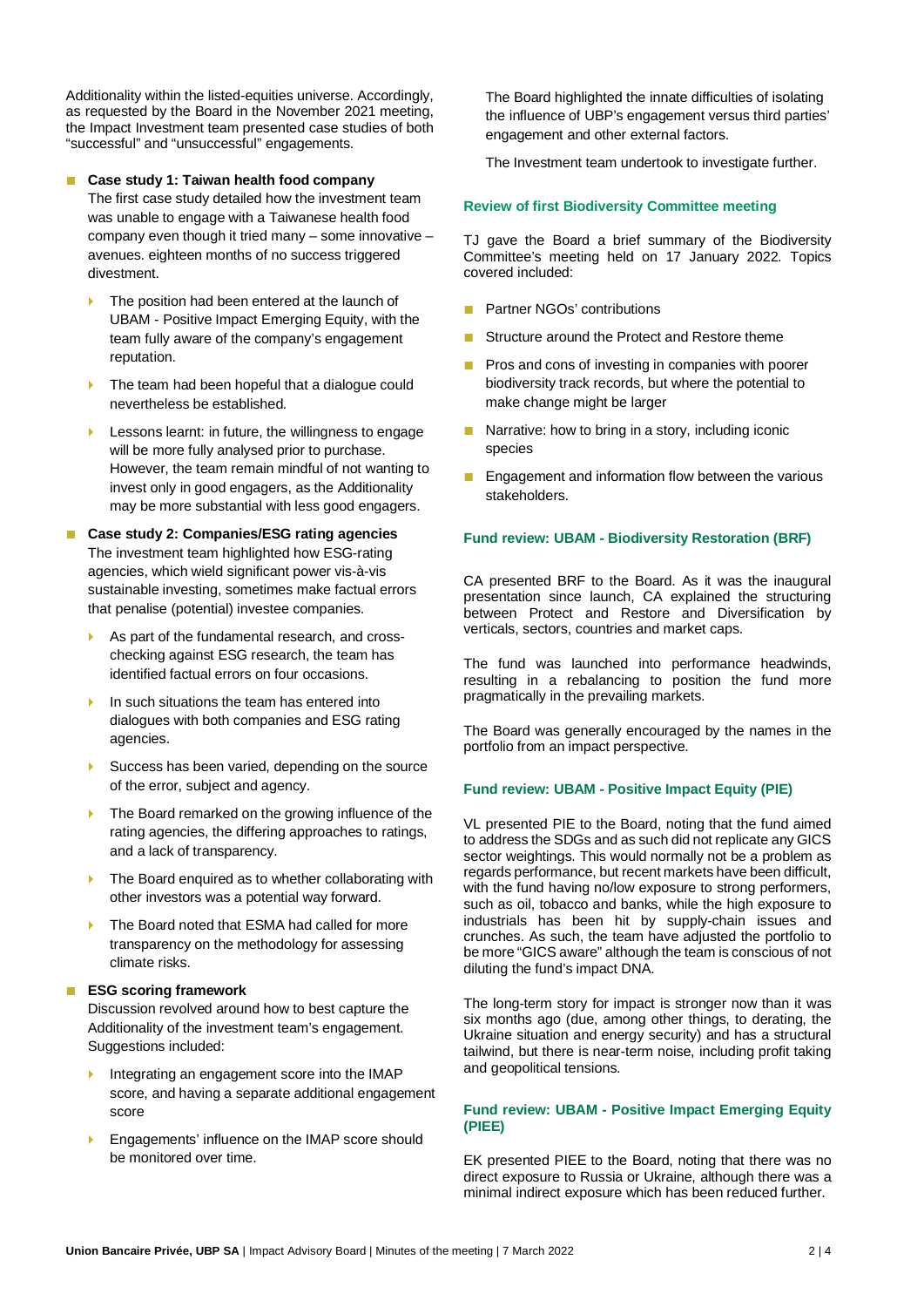Additionality within the listed-equities universe. Accordingly, as requested by the Board in the November 2021 meeting, the Impact Investment team presented case studies of both "successful" and "unsuccessful" engagements.

- **Case study 1: Taiwan health food company**
  The first case study detailed how the investment team was unable to engage with a Taiwanese health food company even though it tried many – some innovative – avenues. eighteen months of no success triggered divestment.
  - The position had been entered at the launch of UBAM - Positive Impact Emerging Equity, with the team fully aware of the company's engagement reputation.
  - The team had been hopeful that a dialogue could nevertheless be established.
  - Lessons learnt: in future, the willingness to engage will be more fully analysed prior to purchase. However, the team remain mindful of not wanting to invest only in good engagers, as the Additionality may be more substantial with less good engagers.
- **Case study 2: Companies/ESG rating agencies**
  The investment team highlighted how ESG-rating agencies, which wield significant power vis-à-vis sustainable investing, sometimes make factual errors that penalise (potential) investee companies.
  - As part of the fundamental research, and cross-checking against ESG research, the team has identified factual errors on four occasions.
  - In such situations the team has entered into dialogues with both companies and ESG rating agencies.
  - Success has been varied, depending on the source of the error, subject and agency.
  - The Board remarked on the growing influence of the rating agencies, the differing approaches to ratings, and a lack of transparency.
  - The Board enquired as to whether collaborating with other investors was a potential way forward.
  - The Board noted that ESMA had called for more transparency on the methodology for assessing climate risks.
- **ESG scoring framework**
  Discussion revolved around how to best capture the Additionality of the investment team's engagement. Suggestions included:
  - Integrating an engagement score into the IMAP score, and having a separate additional engagement score
  - Engagements' influence on the IMAP score should be monitored over time.

  The Board highlighted the innate difficulties of isolating the influence of UBP's engagement versus third parties' engagement and other external factors.

  The Investment team undertook to investigate further.

## Review of first Biodiversity Committee meeting

TJ gave the Board a brief summary of the Biodiversity Committee's meeting held on 17 January 2022. Topics covered included:

- Partner NGOs' contributions
- Structure around the Protect and Restore theme
- Pros and cons of investing in companies with poorer biodiversity track records, but where the potential to make change might be larger
- Narrative: how to bring in a story, including iconic species
- Engagement and information flow between the various stakeholders.

## Fund review: UBAM - Biodiversity Restoration (BRF)

CA presented BRF to the Board. As it was the inaugural presentation since launch, CA explained the structuring between Protect and Restore and Diversification by verticals, sectors, countries and market caps.

The fund was launched into performance headwinds, resulting in a rebalancing to position the fund more pragmatically in the prevailing markets.

The Board was generally encouraged by the names in the portfolio from an impact perspective.

## Fund review: UBAM - Positive Impact Equity (PIE)

VL presented PIE to the Board, noting that the fund aimed to address the SDGs and as such did not replicate any GICS sector weightings. This would normally not be a problem as regards performance, but recent markets have been difficult, with the fund having no/low exposure to strong performers, such as oil, tobacco and banks, while the high exposure to industrials has been hit by supply-chain issues and crunches. As such, the team have adjusted the portfolio to be more "GICS aware" although the team is conscious of not diluting the fund's impact DNA.

The long-term story for impact is stronger now than it was six months ago (due, among other things, to derating, the Ukraine situation and energy security) and has a structural tailwind, but there is near-term noise, including profit taking and geopolitical tensions.

## Fund review: UBAM - Positive Impact Emerging Equity (PIEE)

EK presented PIEE to the Board, noting that there was no direct exposure to Russia or Ukraine, although there was a minimal indirect exposure which has been reduced further.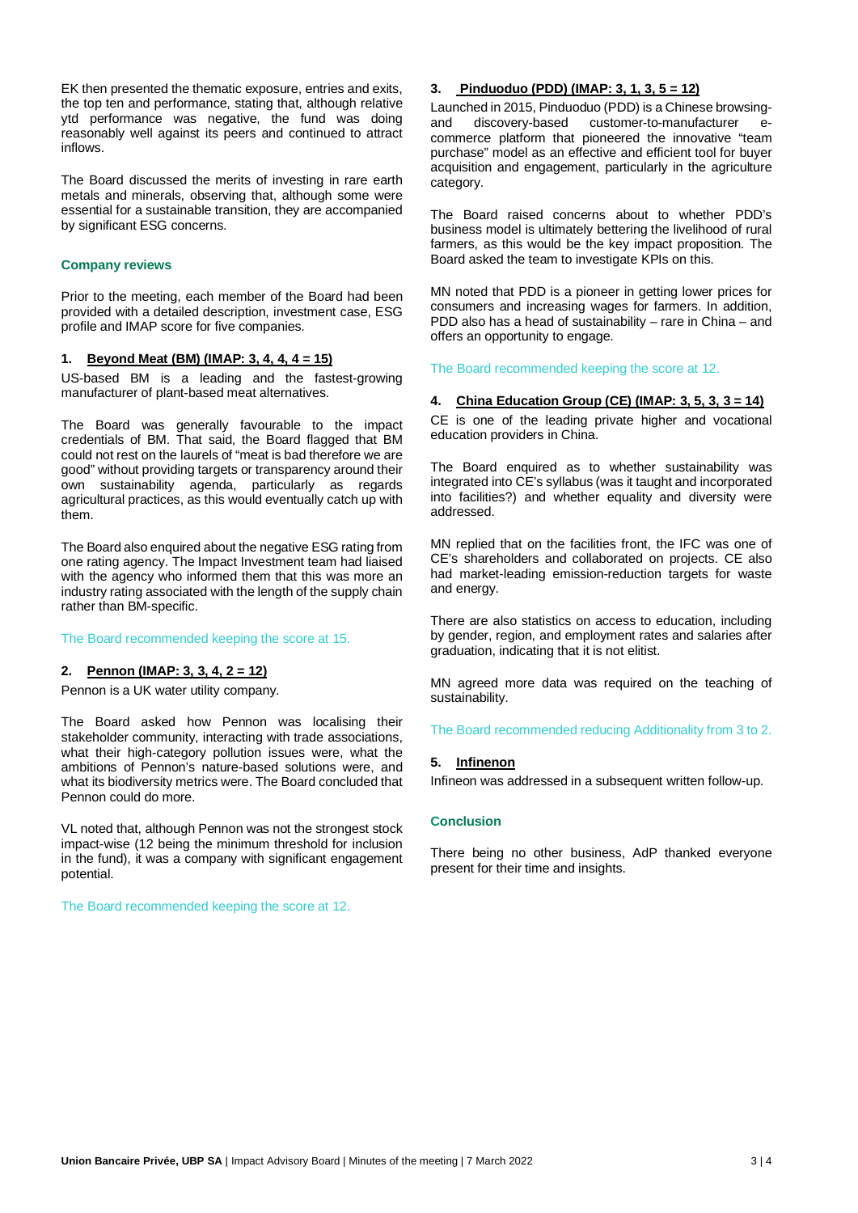EK then presented the thematic exposure, entries and exits, the top ten and performance, stating that, although relative ytd performance was negative, the fund was doing reasonably well against its peers and continued to attract inflows.

The Board discussed the merits of investing in rare earth metals and minerals, observing that, although some were essential for a sustainable transition, they are accompanied by significant ESG concerns.

## Company reviews

Prior to the meeting, each member of the Board had been provided with a detailed description, investment case, ESG profile and IMAP score for five companies.

### 1. Beyond Meat (BM) (IMAP: 3, 4, 4, 4 = 15)

US-based BM is a leading and the fastest-growing manufacturer of plant-based meat alternatives.

The Board was generally favourable to the impact credentials of BM. That said, the Board flagged that BM could not rest on the laurels of "meat is bad therefore we are good" without providing targets or transparency around their own sustainability agenda, particularly as regards agricultural practices, as this would eventually catch up with them.

The Board also enquired about the negative ESG rating from one rating agency. The Impact Investment team had liaised with the agency who informed them that this was more an industry rating associated with the length of the supply chain rather than BM-specific.

The Board recommended keeping the score at 15.

### 2. Pennon (IMAP: 3, 3, 4, 2 = 12)

Pennon is a UK water utility company.

The Board asked how Pennon was localising their stakeholder community, interacting with trade associations, what their high-category pollution issues were, what the ambitions of Pennon's nature-based solutions were, and what its biodiversity metrics were. The Board concluded that Pennon could do more.

VL noted that, although Pennon was not the strongest stock impact-wise (12 being the minimum threshold for inclusion in the fund), it was a company with significant engagement potential.

The Board recommended keeping the score at 12.

### 3. Pinduoduo (PDD) (IMAP: 3, 1, 3, 5 = 12)

Launched in 2015, Pinduoduo (PDD) is a Chinese browsing- and discovery-based customer-to-manufacturer e-commerce platform that pioneered the innovative "team purchase" model as an effective and efficient tool for buyer acquisition and engagement, particularly in the agriculture category.

The Board raised concerns about to whether PDD's business model is ultimately bettering the livelihood of rural farmers, as this would be the key impact proposition. The Board asked the team to investigate KPIs on this.

MN noted that PDD is a pioneer in getting lower prices for consumers and increasing wages for farmers. In addition, PDD also has a head of sustainability – rare in China – and offers an opportunity to engage.

The Board recommended keeping the score at 12.

### 4. China Education Group (CE) (IMAP: 3, 5, 3, 3 = 14)

CE is one of the leading private higher and vocational education providers in China.

The Board enquired as to whether sustainability was integrated into CE's syllabus (was it taught and incorporated into facilities?) and whether equality and diversity were addressed.

MN replied that on the facilities front, the IFC was one of CE's shareholders and collaborated on projects. CE also had market-leading emission-reduction targets for waste and energy.

There are also statistics on access to education, including by gender, region, and employment rates and salaries after graduation, indicating that it is not elitist.

MN agreed more data was required on the teaching of sustainability.

The Board recommended reducing Additionality from 3 to 2.

### 5. Infinenon

Infineon was addressed in a subsequent written follow-up.

## Conclusion

There being no other business, AdP thanked everyone present for their time and insights.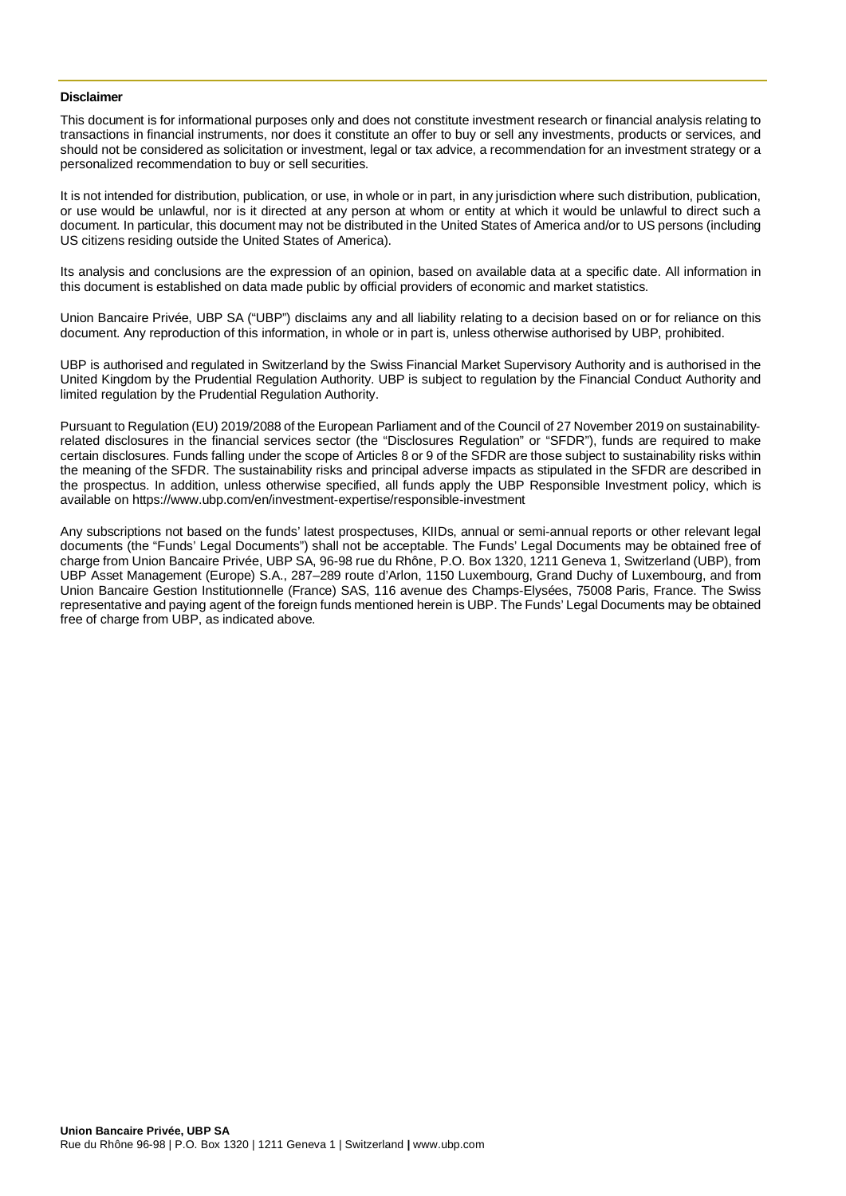**Disclaimer**

This document is for informational purposes only and does not constitute investment research or financial analysis relating to transactions in financial instruments, nor does it constitute an offer to buy or sell any investments, products or services, and should not be considered as solicitation or investment, legal or tax advice, a recommendation for an investment strategy or a personalized recommendation to buy or sell securities.

It is not intended for distribution, publication, or use, in whole or in part, in any jurisdiction where such distribution, publication, or use would be unlawful, nor is it directed at any person at whom or entity at which it would be unlawful to direct such a document. In particular, this document may not be distributed in the United States of America and/or to US persons (including US citizens residing outside the United States of America).

Its analysis and conclusions are the expression of an opinion, based on available data at a specific date. All information in this document is established on data made public by official providers of economic and market statistics.

Union Bancaire Privée, UBP SA ("UBP") disclaims any and all liability relating to a decision based on or for reliance on this document. Any reproduction of this information, in whole or in part is, unless otherwise authorised by UBP, prohibited.

UBP is authorised and regulated in Switzerland by the Swiss Financial Market Supervisory Authority and is authorised in the United Kingdom by the Prudential Regulation Authority. UBP is subject to regulation by the Financial Conduct Authority and limited regulation by the Prudential Regulation Authority.

Pursuant to Regulation (EU) 2019/2088 of the European Parliament and of the Council of 27 November 2019 on sustainability-related disclosures in the financial services sector (the "Disclosures Regulation" or "SFDR"), funds are required to make certain disclosures. Funds falling under the scope of Articles 8 or 9 of the SFDR are those subject to sustainability risks within the meaning of the SFDR. The sustainability risks and principal adverse impacts as stipulated in the SFDR are described in the prospectus. In addition, unless otherwise specified, all funds apply the UBP Responsible Investment policy, which is available on https://www.ubp.com/en/investment-expertise/responsible-investment

Any subscriptions not based on the funds' latest prospectuses, KIIDs, annual or semi-annual reports or other relevant legal documents (the "Funds' Legal Documents") shall not be acceptable. The Funds' Legal Documents may be obtained free of charge from Union Bancaire Privée, UBP SA, 96-98 rue du Rhône, P.O. Box 1320, 1211 Geneva 1, Switzerland (UBP), from UBP Asset Management (Europe) S.A., 287–289 route d'Arlon, 1150 Luxembourg, Grand Duchy of Luxembourg, and from Union Bancaire Gestion Institutionnelle (France) SAS, 116 avenue des Champs-Elysées, 75008 Paris, France. The Swiss representative and paying agent of the foreign funds mentioned herein is UBP. The Funds' Legal Documents may be obtained free of charge from UBP, as indicated above.

**Union Bancaire Privée, UBP SA**
Rue du Rhône 96-98 | P.O. Box 1320 | 1211 Geneva 1 | Switzerland | www.ubp.com